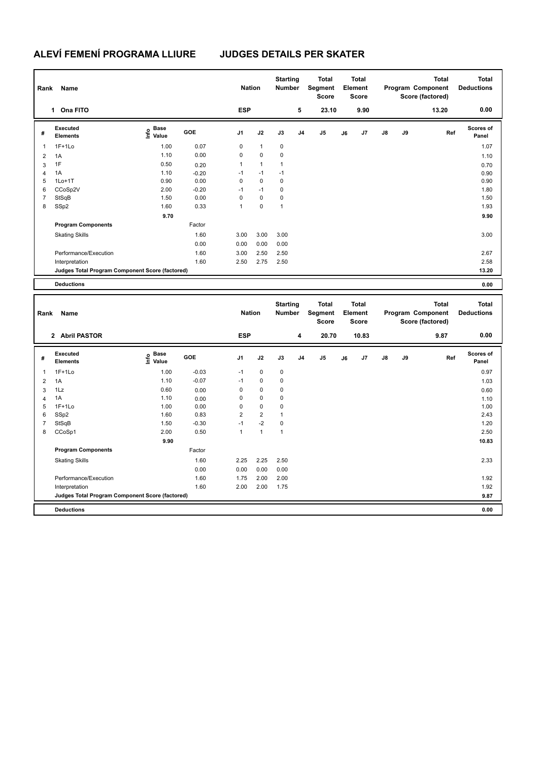# ALEVÍ FEMENÍ PROGRAMA LLIURE JUDGES DETAILS PER SKATER

| Rank | Name | Nation | Starting Number | Total Segment Score | Total Element Score | Total Program Component Score (factored) | Total Deductions |
|---|---|---|---|---|---|---|---|
| 1 | Ona FITO | ESP | 5 | 23.10 | 9.90 | 13.20 | 0.00 |

| # | Executed Elements | Info | Base Value | GOE | J1 | J2 | J3 | J4 | J5 | J6 | J7 | J8 | J9 | Ref | Scores of Panel |
|---|---|---|---|---|---|---|---|---|---|---|---|---|---|---|---|
| 1 | 1F+1Lo | | 1.00 | 0.07 | 0 | 1 | 0 | | | | | | | | 1.07 |
| 2 | 1A | | 1.10 | 0.00 | 0 | 0 | 0 | | | | | | | | 1.10 |
| 3 | 1F | | 0.50 | 0.20 | 1 | 1 | 1 | | | | | | | | 0.70 |
| 4 | 1A | | 1.10 | -0.20 | -1 | -1 | -1 | | | | | | | | 0.90 |
| 5 | 1Lo+1T | | 0.90 | 0.00 | 0 | 0 | 0 | | | | | | | | 0.90 |
| 6 | CCoSp2V | | 2.00 | -0.20 | -1 | -1 | 0 | | | | | | | | 1.80 |
| 7 | StSqB | | 1.50 | 0.00 | 0 | 0 | 0 | | | | | | | | 1.50 |
| 8 | SSp2 | | 1.60 | 0.33 | 1 | 0 | 1 | | | | | | | | 1.93 |
| | | | 9.70 | | | | | | | | | | | | 9.90 |
| | **Program Components** | | | Factor | | | | | | | | | | | |
| | Skating Skills | | | 1.60 | 3.00 | 3.00 | 3.00 | | | | | | | | 3.00 |
| | | | | 0.00 | 0.00 | 0.00 | 0.00 | | | | | | | | |
| | Performance/Execution | | | 1.60 | 3.00 | 2.50 | 2.50 | | | | | | | | 2.67 |
| | Interpretation | | | 1.60 | 2.50 | 2.75 | 2.50 | | | | | | | | 2.58 |
| | **Judges Total Program Component Score (factored)** | | | | | | | | | | | | | | 13.20 |
| | **Deductions** | | | | | | | | | | | | | | 0.00 |

| Rank | Name | Nation | Starting Number | Total Segment Score | Total Element Score | Total Program Component Score (factored) | Total Deductions |
|---|---|---|---|---|---|---|---|
| 2 | Abril PASTOR | ESP | 4 | 20.70 | 10.83 | 9.87 | 0.00 |

| # | Executed Elements | Info | Base Value | GOE | J1 | J2 | J3 | J4 | J5 | J6 | J7 | J8 | J9 | Ref | Scores of Panel |
|---|---|---|---|---|---|---|---|---|---|---|---|---|---|---|---|
| 1 | 1F+1Lo | | 1.00 | -0.03 | -1 | 0 | 0 | | | | | | | | 0.97 |
| 2 | 1A | | 1.10 | -0.07 | -1 | 0 | 0 | | | | | | | | 1.03 |
| 3 | 1Lz | | 0.60 | 0.00 | 0 | 0 | 0 | | | | | | | | 0.60 |
| 4 | 1A | | 1.10 | 0.00 | 0 | 0 | 0 | | | | | | | | 1.10 |
| 5 | 1F+1Lo | | 1.00 | 0.00 | 0 | 0 | 0 | | | | | | | | 1.00 |
| 6 | SSp2 | | 1.60 | 0.83 | 2 | 2 | 1 | | | | | | | | 2.43 |
| 7 | StSqB | | 1.50 | -0.30 | -1 | -2 | 0 | | | | | | | | 1.20 |
| 8 | CCoSp1 | | 2.00 | 0.50 | 1 | 1 | 1 | | | | | | | | 2.50 |
| | | | 9.90 | | | | | | | | | | | | 10.83 |
| | **Program Components** | | | Factor | | | | | | | | | | | |
| | Skating Skills | | | 1.60 | 2.25 | 2.25 | 2.50 | | | | | | | | 2.33 |
| | | | | 0.00 | 0.00 | 0.00 | 0.00 | | | | | | | | |
| | Performance/Execution | | | 1.60 | 1.75 | 2.00 | 2.00 | | | | | | | | 1.92 |
| | Interpretation | | | 1.60 | 2.00 | 2.00 | 1.75 | | | | | | | | 1.92 |
| | **Judges Total Program Component Score (factored)** | | | | | | | | | | | | | | 9.87 |
| | **Deductions** | | | | | | | | | | | | | | 0.00 |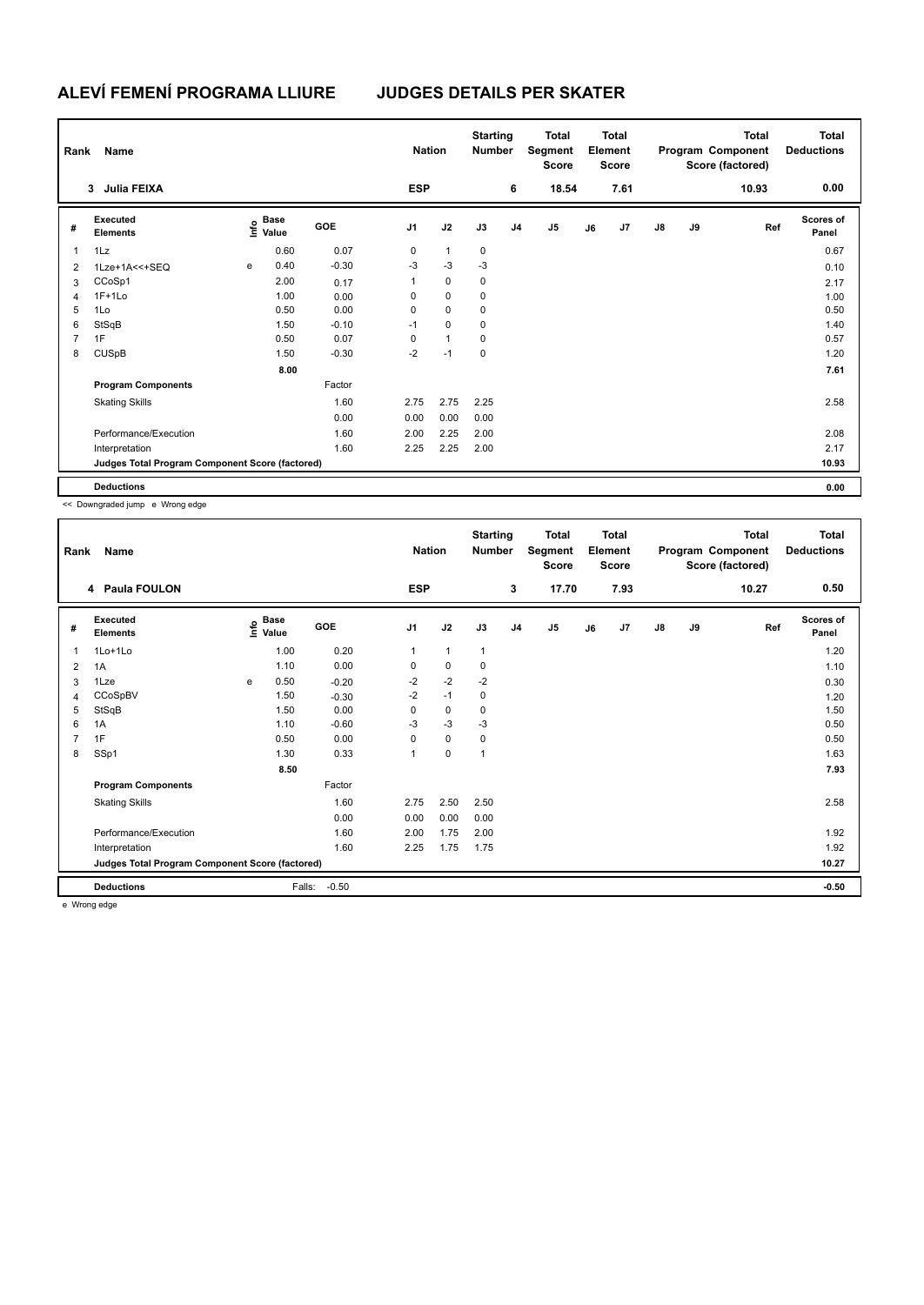# ALEVÍ FEMENÍ PROGRAMA LLIURE JUDGES DETAILS PER SKATER

| Rank | Name | Nation | Starting Number | Total Segment Score | Total Element Score | Total Program Component Score (factored) | Total Deductions |
|---|---|---|---|---|---|---|---|
| 3 | Julia FEIXA | ESP | 6 | 18.54 | 7.61 | 10.93 | 0.00 |

| # | Executed Elements | Info | Base Value | GOE | J1 | J2 | J3 | J4 | J5 | J6 | J7 | J8 | J9 | Ref | Scores of Panel |
|---|---|---|---|---|---|---|---|---|---|---|---|---|---|---|---|
| 1 | 1Lz | | 0.60 | 0.07 | 0 | 1 | 0 | | | | | | | | 0.67 |
| 2 | 1Lze+1A<<+SEQ | e | 0.40 | -0.30 | -3 | -3 | -3 | | | | | | | | 0.10 |
| 3 | CCoSp1 | | 2.00 | 0.17 | 1 | 0 | 0 | | | | | | | | 2.17 |
| 4 | 1F+1Lo | | 1.00 | 0.00 | 0 | 0 | 0 | | | | | | | | 1.00 |
| 5 | 1Lo | | 0.50 | 0.00 | 0 | 0 | 0 | | | | | | | | 0.50 |
| 6 | StSqB | | 1.50 | -0.10 | -1 | 0 | 0 | | | | | | | | 1.40 |
| 7 | 1F | | 0.50 | 0.07 | 0 | 1 | 0 | | | | | | | | 0.57 |
| 8 | CUSpB | | 1.50 | -0.30 | -2 | -1 | 0 | | | | | | | | 1.20 |
| | | | 8.00 | | | | | | | | | | | | 7.61 |
| | **Program Components** | | | Factor | | | | | | | | | | | |
| | Skating Skills | | | 1.60 | 2.75 | 2.75 | 2.25 | | | | | | | | 2.58 |
| | | | | 0.00 | 0.00 | 0.00 | 0.00 | | | | | | | | |
| | Performance/Execution | | | 1.60 | 2.00 | 2.25 | 2.00 | | | | | | | | 2.08 |
| | Interpretation | | | 1.60 | 2.25 | 2.25 | 2.00 | | | | | | | | 2.17 |
| | **Judges Total Program Component Score (factored)** | | | | | | | | | | | | | | 10.93 |
| | **Deductions** | | | | | | | | | | | | | | 0.00 |

<< Downgraded jump e Wrong edge

| Rank | Name | Nation | Starting Number | Total Segment Score | Total Element Score | Total Program Component Score (factored) | Total Deductions |
|---|---|---|---|---|---|---|---|
| 4 | Paula FOULON | ESP | 3 | 17.70 | 7.93 | 10.27 | 0.50 |

| # | Executed Elements | Info | Base Value | GOE | J1 | J2 | J3 | J4 | J5 | J6 | J7 | J8 | J9 | Ref | Scores of Panel |
|---|---|---|---|---|---|---|---|---|---|---|---|---|---|---|---|
| 1 | 1Lo+1Lo | | 1.00 | 0.20 | 1 | 1 | 1 | | | | | | | | 1.20 |
| 2 | 1A | | 1.10 | 0.00 | 0 | 0 | 0 | | | | | | | | 1.10 |
| 3 | 1Lze | e | 0.50 | -0.20 | -2 | -2 | -2 | | | | | | | | 0.30 |
| 4 | CCoSpBV | | 1.50 | -0.30 | -2 | -1 | 0 | | | | | | | | 1.20 |
| 5 | StSqB | | 1.50 | 0.00 | 0 | 0 | 0 | | | | | | | | 1.50 |
| 6 | 1A | | 1.10 | -0.60 | -3 | -3 | -3 | | | | | | | | 0.50 |
| 7 | 1F | | 0.50 | 0.00 | 0 | 0 | 0 | | | | | | | | 0.50 |
| 8 | SSp1 | | 1.30 | 0.33 | 1 | 0 | 1 | | | | | | | | 1.63 |
| | | | 8.50 | | | | | | | | | | | | 7.93 |
| | **Program Components** | | | Factor | | | | | | | | | | | |
| | Skating Skills | | | 1.60 | 2.75 | 2.50 | 2.50 | | | | | | | | 2.58 |
| | | | | 0.00 | 0.00 | 0.00 | 0.00 | | | | | | | | |
| | Performance/Execution | | | 1.60 | 2.00 | 1.75 | 2.00 | | | | | | | | 1.92 |
| | Interpretation | | | 1.60 | 2.25 | 1.75 | 1.75 | | | | | | | | 1.92 |
| | **Judges Total Program Component Score (factored)** | | | | | | | | | | | | | | 10.27 |
| | **Deductions** | | Falls: | -0.50 | | | | | | | | | | | -0.50 |

e Wrong edge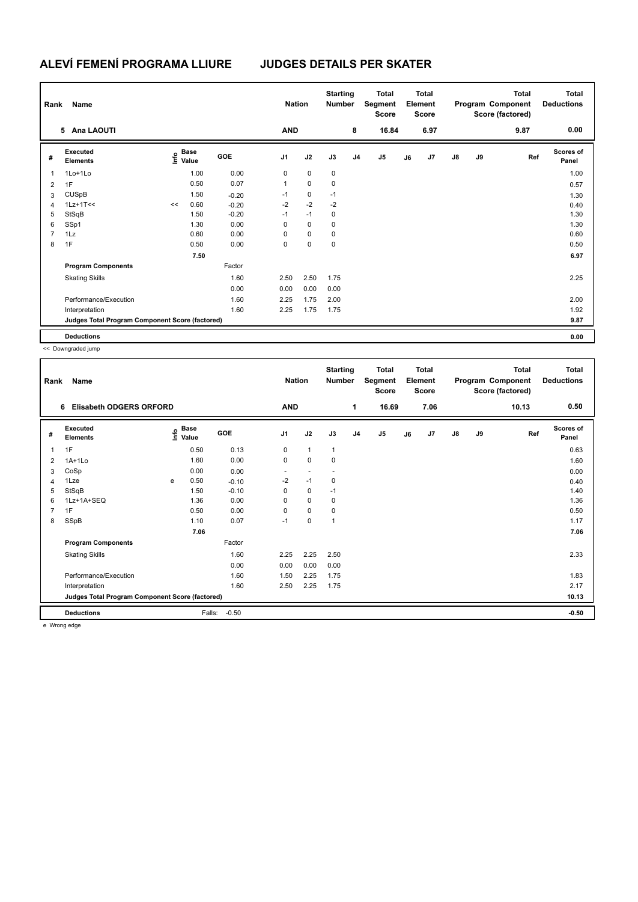# ALEVÍ FEMENÍ PROGRAMA LLIURE JUDGES DETAILS PER SKATER

| Rank | Name | Nation | Starting Number | Total Segment Score | Total Element Score | Total Program Component Score (factored) | Total Deductions |
|---|---|---|---|---|---|---|---|
| 5 | Ana LAOUTI | AND | 8 | 16.84 | 6.97 | 9.87 | 0.00 |

| # | Executed Elements | Info | Base Value | GOE | J1 | J2 | J3 | J4 | J5 | J6 | J7 | J8 | J9 | Ref | Scores of Panel |
|---|---|---|---|---|---|---|---|---|---|---|---|---|---|---|---|
| 1 | 1Lo+1Lo | | 1.00 | 0.00 | 0 | 0 | 0 | | | | | | | | 1.00 |
| 2 | 1F | | 0.50 | 0.07 | 1 | 0 | 0 | | | | | | | | 0.57 |
| 3 | CUSpB | | 1.50 | -0.20 | -1 | 0 | -1 | | | | | | | | 1.30 |
| 4 | 1Lz+1T<< | << | 0.60 | -0.20 | -2 | -2 | -2 | | | | | | | | 0.40 |
| 5 | StSqB | | 1.50 | -0.20 | -1 | -1 | 0 | | | | | | | | 1.30 |
| 6 | SSp1 | | 1.30 | 0.00 | 0 | 0 | 0 | | | | | | | | 1.30 |
| 7 | 1Lz | | 0.60 | 0.00 | 0 | 0 | 0 | | | | | | | | 0.60 |
| 8 | 1F | | 0.50 | 0.00 | 0 | 0 | 0 | | | | | | | | 0.50 |
| | | | 7.50 | | | | | | | | | | | | 6.97 |
| | **Program Components** | | | Factor | | | | | | | | | | | |
| | Skating Skills | | | 1.60 | 2.50 | 2.50 | 1.75 | | | | | | | | 2.25 |
| | | | | 0.00 | 0.00 | 0.00 | 0.00 | | | | | | | | |
| | Performance/Execution | | | 1.60 | 2.25 | 1.75 | 2.00 | | | | | | | | 2.00 |
| | Interpretation | | | 1.60 | 2.25 | 1.75 | 1.75 | | | | | | | | 1.92 |
| | **Judges Total Program Component Score (factored)** | | | | | | | | | | | | | | 9.87 |
| | **Deductions** | | | | | | | | | | | | | | 0.00 |

<< Downgraded jump

| Rank | Name | Nation | Starting Number | Total Segment Score | Total Element Score | Total Program Component Score (factored) | Total Deductions |
|---|---|---|---|---|---|---|---|
| 6 | Elisabeth ODGERS ORFORD | AND | 1 | 16.69 | 7.06 | 10.13 | 0.50 |

| # | Executed Elements | Info | Base Value | GOE | J1 | J2 | J3 | J4 | J5 | J6 | J7 | J8 | J9 | Ref | Scores of Panel |
|---|---|---|---|---|---|---|---|---|---|---|---|---|---|---|---|
| 1 | 1F | | 0.50 | 0.13 | 0 | 1 | 1 | | | | | | | | 0.63 |
| 2 | 1A+1Lo | | 1.60 | 0.00 | 0 | 0 | 0 | | | | | | | | 1.60 |
| 3 | CoSp | | 0.00 | 0.00 | - | - | - | | | | | | | | 0.00 |
| 4 | 1Lze | e | 0.50 | -0.10 | -2 | -1 | 0 | | | | | | | | 0.40 |
| 5 | StSqB | | 1.50 | -0.10 | 0 | 0 | -1 | | | | | | | | 1.40 |
| 6 | 1Lz+1A+SEQ | | 1.36 | 0.00 | 0 | 0 | 0 | | | | | | | | 1.36 |
| 7 | 1F | | 0.50 | 0.00 | 0 | 0 | 0 | | | | | | | | 0.50 |
| 8 | SSpB | | 1.10 | 0.07 | -1 | 0 | 1 | | | | | | | | 1.17 |
| | | | 7.06 | | | | | | | | | | | | 7.06 |
| | **Program Components** | | | Factor | | | | | | | | | | | |
| | Skating Skills | | | 1.60 | 2.25 | 2.25 | 2.50 | | | | | | | | 2.33 |
| | | | | 0.00 | 0.00 | 0.00 | 0.00 | | | | | | | | |
| | Performance/Execution | | | 1.60 | 1.50 | 2.25 | 1.75 | | | | | | | | 1.83 |
| | Interpretation | | | 1.60 | 2.50 | 2.25 | 1.75 | | | | | | | | 2.17 |
| | **Judges Total Program Component Score (factored)** | | | | | | | | | | | | | | 10.13 |
| | **Deductions** | | Falls: | -0.50 | | | | | | | | | | | -0.50 |

e Wrong edge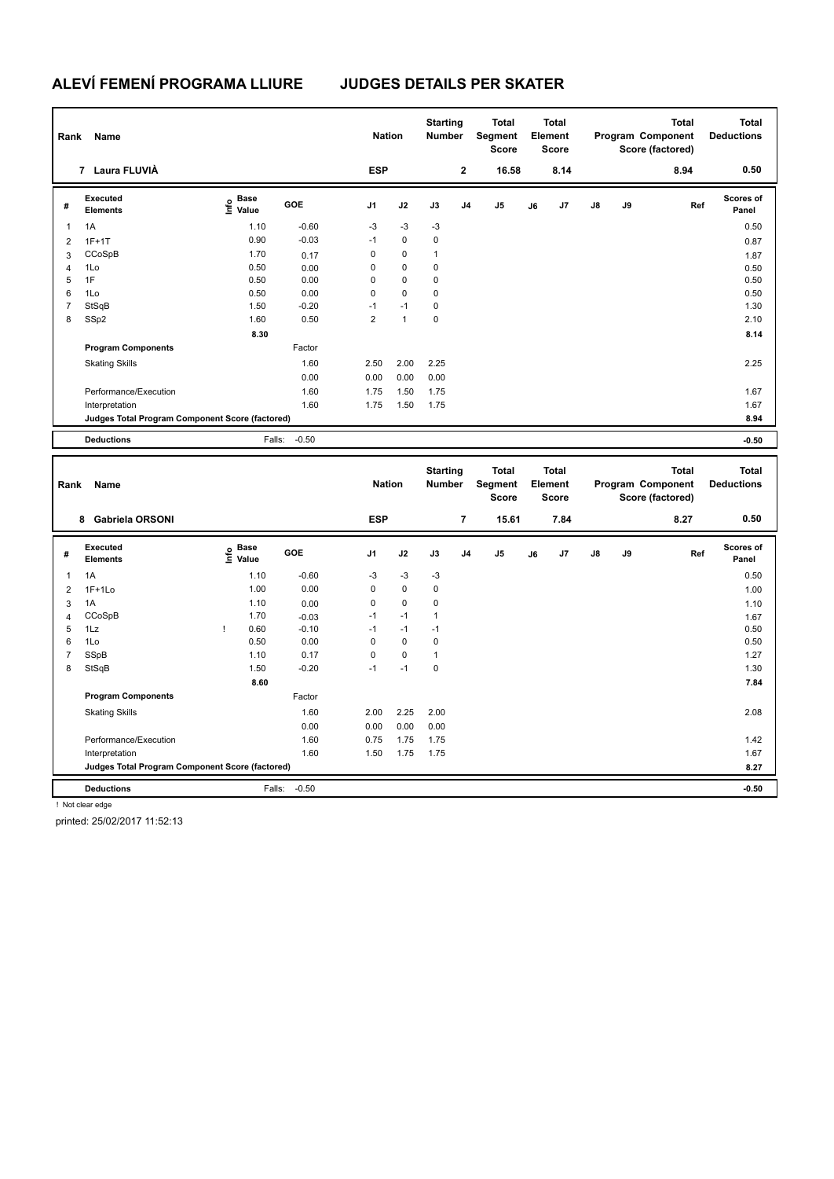# ALEVÍ FEMENÍ PROGRAMA LLIURE JUDGES DETAILS PER SKATER

| Rank | Name | Nation | Starting Number | Total Segment Score | Total Element Score | Total Program Component Score (factored) | Total Deductions |
|---|---|---|---|---|---|---|---|
| 7 | Laura FLUVIÀ | ESP | 2 | 16.58 | 8.14 | 8.94 | 0.50 |

| # | Executed Elements | Info | Base Value | GOE | J1 | J2 | J3 | J4 | J5 | J6 | J7 | J8 | J9 | Ref | Scores of Panel |
|---|---|---|---|---|---|---|---|---|---|---|---|---|---|---|---|
| 1 | 1A | | 1.10 | -0.60 | -3 | -3 | -3 | | | | | | | | 0.50 |
| 2 | 1F+1T | | 0.90 | -0.03 | -1 | 0 | 0 | | | | | | | | 0.87 |
| 3 | CCoSpB | | 1.70 | 0.17 | 0 | 0 | 1 | | | | | | | | 1.87 |
| 4 | 1Lo | | 0.50 | 0.00 | 0 | 0 | 0 | | | | | | | | 0.50 |
| 5 | 1F | | 0.50 | 0.00 | 0 | 0 | 0 | | | | | | | | 0.50 |
| 6 | 1Lo | | 0.50 | 0.00 | 0 | 0 | 0 | | | | | | | | 0.50 |
| 7 | StSqB | | 1.50 | -0.20 | -1 | -1 | 0 | | | | | | | | 1.30 |
| 8 | SSp2 | | 1.60 | 0.50 | 2 | 1 | 0 | | | | | | | | 2.10 |
| | | | 8.30 | | | | | | | | | | | | 8.14 |
| | **Program Components** | | | Factor | | | | | | | | | | | |
| | Skating Skills | | | 1.60 | 2.50 | 2.00 | 2.25 | | | | | | | | 2.25 |
| | | | | 0.00 | 0.00 | 0.00 | 0.00 | | | | | | | | |
| | Performance/Execution | | | 1.60 | 1.75 | 1.50 | 1.75 | | | | | | | | 1.67 |
| | Interpretation | | | 1.60 | 1.75 | 1.50 | 1.75 | | | | | | | | 1.67 |
| | **Judges Total Program Component Score (factored)** | | | | | | | | | | | | | | 8.94 |
| | **Deductions** | | Falls: | -0.50 | | | | | | | | | | | -0.50 |

| Rank | Name | Nation | Starting Number | Total Segment Score | Total Element Score | Total Program Component Score (factored) | Total Deductions |
|---|---|---|---|---|---|---|---|
| 8 | Gabriela ORSONI | ESP | 7 | 15.61 | 7.84 | 8.27 | 0.50 |

| # | Executed Elements | Info | Base Value | GOE | J1 | J2 | J3 | J4 | J5 | J6 | J7 | J8 | J9 | Ref | Scores of Panel |
|---|---|---|---|---|---|---|---|---|---|---|---|---|---|---|---|
| 1 | 1A | | 1.10 | -0.60 | -3 | -3 | -3 | | | | | | | | 0.50 |
| 2 | 1F+1Lo | | 1.00 | 0.00 | 0 | 0 | 0 | | | | | | | | 1.00 |
| 3 | 1A | | 1.10 | 0.00 | 0 | 0 | 0 | | | | | | | | 1.10 |
| 4 | CCoSpB | | 1.70 | -0.03 | -1 | -1 | 1 | | | | | | | | 1.67 |
| 5 | 1Lz | ! | 0.60 | -0.10 | -1 | -1 | -1 | | | | | | | | 0.50 |
| 6 | 1Lo | | 0.50 | 0.00 | 0 | 0 | 0 | | | | | | | | 0.50 |
| 7 | SSpB | | 1.10 | 0.17 | 0 | 0 | 1 | | | | | | | | 1.27 |
| 8 | StSqB | | 1.50 | -0.20 | -1 | -1 | 0 | | | | | | | | 1.30 |
| | | | 8.60 | | | | | | | | | | | | 7.84 |
| | **Program Components** | | | Factor | | | | | | | | | | | |
| | Skating Skills | | | 1.60 | 2.00 | 2.25 | 2.00 | | | | | | | | 2.08 |
| | | | | 0.00 | 0.00 | 0.00 | 0.00 | | | | | | | | |
| | Performance/Execution | | | 1.60 | 0.75 | 1.75 | 1.75 | | | | | | | | 1.42 |
| | Interpretation | | | 1.60 | 1.50 | 1.75 | 1.75 | | | | | | | | 1.67 |
| | **Judges Total Program Component Score (factored)** | | | | | | | | | | | | | | 8.27 |
| | **Deductions** | | Falls: | -0.50 | | | | | | | | | | | -0.50 |

! Not clear edge

printed: 25/02/2017 11:52:13